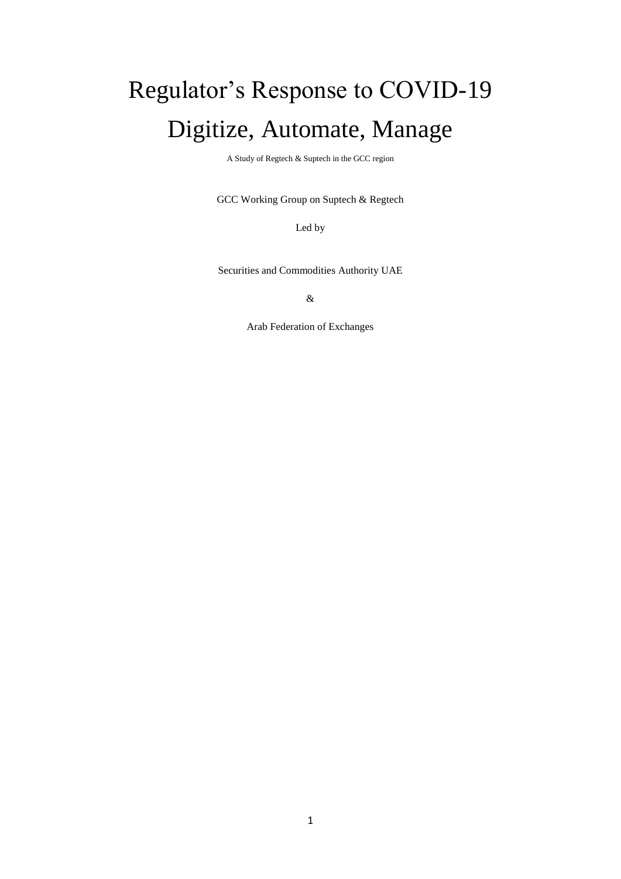# Regulator's Response to COVID-19
# Digitize, Automate, Manage

A Study of Regtech & Suptech in the GCC region

GCC Working Group on Suptech & Regtech

Led by

Securities and Commodities Authority UAE

&

Arab Federation of Exchanges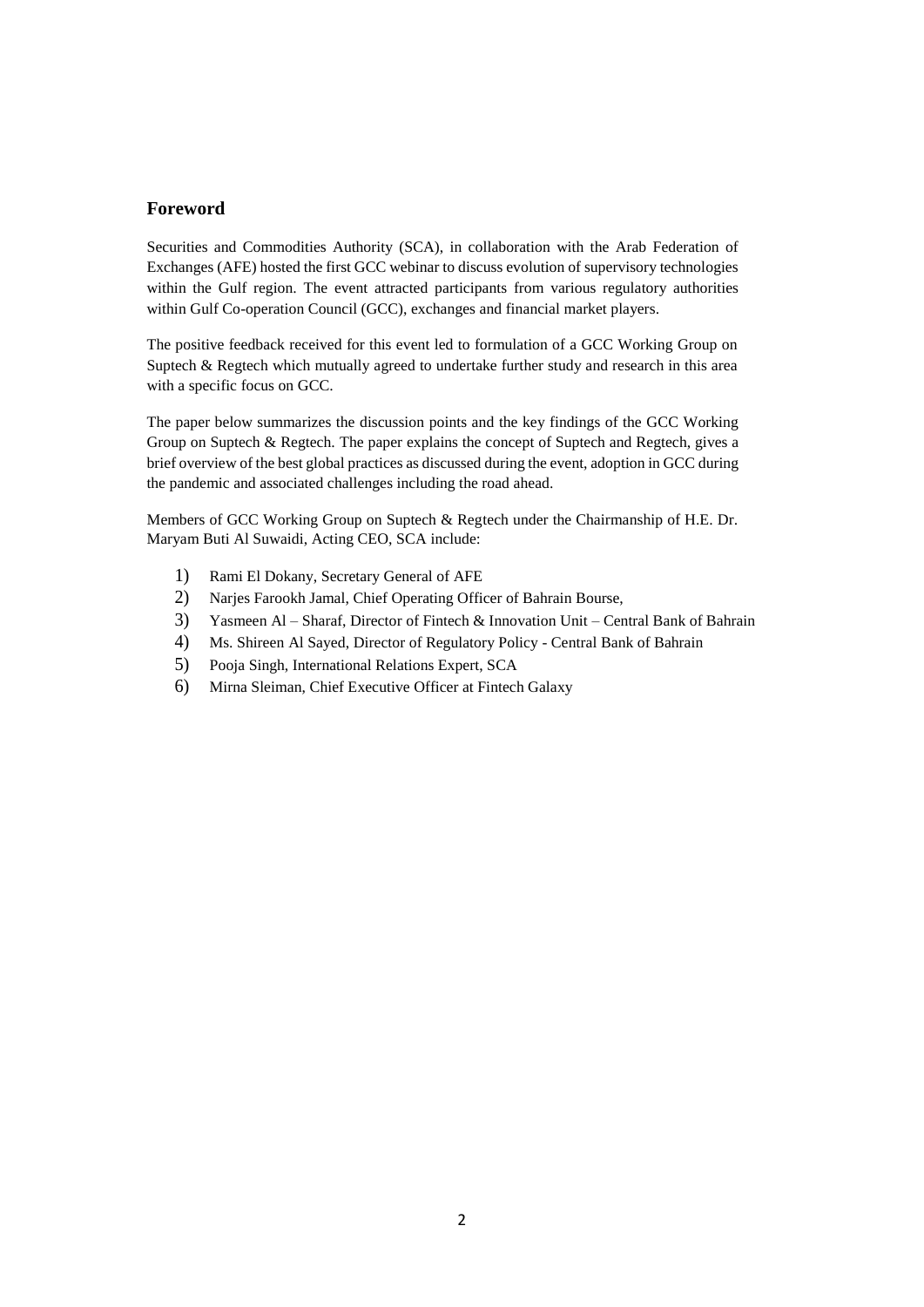## Foreword

Securities and Commodities Authority (SCA), in collaboration with the Arab Federation of Exchanges (AFE) hosted the first GCC webinar to discuss evolution of supervisory technologies within the Gulf region. The event attracted participants from various regulatory authorities within Gulf Co-operation Council (GCC), exchanges and financial market players.

The positive feedback received for this event led to formulation of a GCC Working Group on Suptech & Regtech which mutually agreed to undertake further study and research in this area with a specific focus on GCC.

The paper below summarizes the discussion points and the key findings of the GCC Working Group on Suptech & Regtech. The paper explains the concept of Suptech and Regtech, gives a brief overview of the best global practices as discussed during the event, adoption in GCC during the pandemic and associated challenges including the road ahead.

Members of GCC Working Group on Suptech & Regtech under the Chairmanship of H.E. Dr. Maryam Buti Al Suwaidi, Acting CEO, SCA include:

1) Rami El Dokany, Secretary General of AFE
2) Narjes Farookh Jamal, Chief Operating Officer of Bahrain Bourse,
3) Yasmeen Al – Sharaf, Director of Fintech & Innovation Unit – Central Bank of Bahrain
4) Ms. Shireen Al Sayed, Director of Regulatory Policy - Central Bank of Bahrain
5) Pooja Singh, International Relations Expert, SCA
6) Mirna Sleiman, Chief Executive Officer at Fintech Galaxy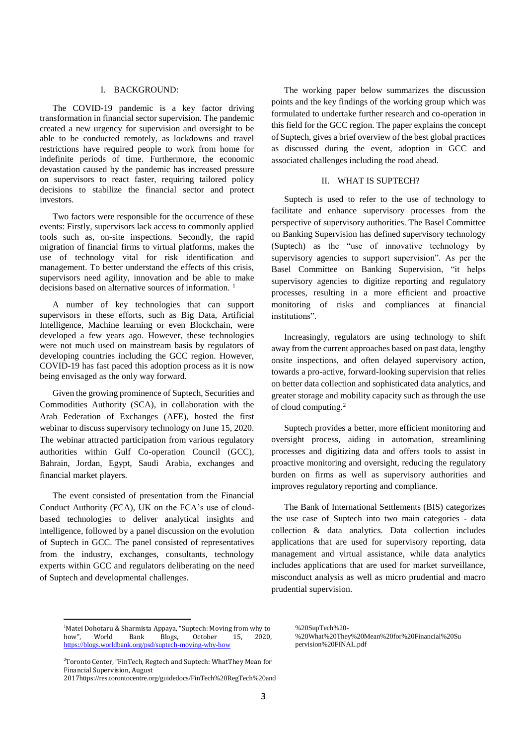## I. BACKGROUND:

The COVID-19 pandemic is a key factor driving transformation in financial sector supervision. The pandemic created a new urgency for supervision and oversight to be able to be conducted remotely, as lockdowns and travel restrictions have required people to work from home for indefinite periods of time. Furthermore, the economic devastation caused by the pandemic has increased pressure on supervisors to react faster, requiring tailored policy decisions to stabilize the financial sector and protect investors.

Two factors were responsible for the occurrence of these events: Firstly, supervisors lack access to commonly applied tools such as, on-site inspections. Secondly, the rapid migration of financial firms to virtual platforms, makes the use of technology vital for risk identification and management. To better understand the effects of this crisis, supervisors need agility, innovation and be able to make decisions based on alternative sources of information. [1]

A number of key technologies that can support supervisors in these efforts, such as Big Data, Artificial Intelligence, Machine learning or even Blockchain, were developed a few years ago. However, these technologies were not much used on mainstream basis by regulators of developing countries including the GCC region. However, COVID-19 has fast paced this adoption process as it is now being envisaged as the only way forward.

Given the growing prominence of Suptech, Securities and Commodities Authority (SCA), in collaboration with the Arab Federation of Exchanges (AFE), hosted the first webinar to discuss supervisory technology on June 15, 2020. The webinar attracted participation from various regulatory authorities within Gulf Co-operation Council (GCC), Bahrain, Jordan, Egypt, Saudi Arabia, exchanges and financial market players.

The event consisted of presentation from the Financial Conduct Authority (FCA), UK on the FCA's use of cloud-based technologies to deliver analytical insights and intelligence, followed by a panel discussion on the evolution of Suptech in GCC. The panel consisted of representatives from the industry, exchanges, consultants, technology experts within GCC and regulators deliberating on the need of Suptech and developmental challenges.

The working paper below summarizes the discussion points and the key findings of the working group which was formulated to undertake further research and co-operation in this field for the GCC region. The paper explains the concept of Suptech, gives a brief overview of the best global practices as discussed during the event, adoption in GCC and associated challenges including the road ahead.

## II. WHAT IS SUPTECH?

Suptech is used to refer to the use of technology to facilitate and enhance supervisory processes from the perspective of supervisory authorities. The Basel Committee on Banking Supervision has defined supervisory technology (Suptech) as the "use of innovative technology by supervisory agencies to support supervision". As per the Basel Committee on Banking Supervision, "it helps supervisory agencies to digitize reporting and regulatory processes, resulting in a more efficient and proactive monitoring of risks and compliances at financial institutions".

Increasingly, regulators are using technology to shift away from the current approaches based on past data, lengthy onsite inspections, and often delayed supervisory action, towards a pro-active, forward-looking supervision that relies on better data collection and sophisticated data analytics, and greater storage and mobility capacity such as through the use of cloud computing.[2]

Suptech provides a better, more efficient monitoring and oversight process, aiding in automation, streamlining processes and digitizing data and offers tools to assist in proactive monitoring and oversight, reducing the regulatory burden on firms as well as supervisory authorities and improves regulatory reporting and compliance.

The Bank of International Settlements (BIS) categorizes the use case of Suptech into two main categories - data collection & data analytics. Data collection includes applications that are used for supervisory reporting, data management and virtual assistance, while data analytics includes applications that are used for market surveillance, misconduct analysis as well as micro prudential and macro prudential supervision.

---

[1] Matei Dohotaru & Sharmista Appaya, "Suptech: Moving from why to how", World Bank Blogs, October 15, 2020, https://blogs.worldbank.org/psd/suptech-moving-why-how

[2] Toronto Center, "FinTech, Regtech and Suptech: WhatThey Mean for Financial Supervision, August 2017https://res.torontocentre.org/guidedocs/FinTech%20RegTech%20and%20SupTech%20-%20What%20They%20Mean%20for%20Financial%20Supervision%20FINAL.pdf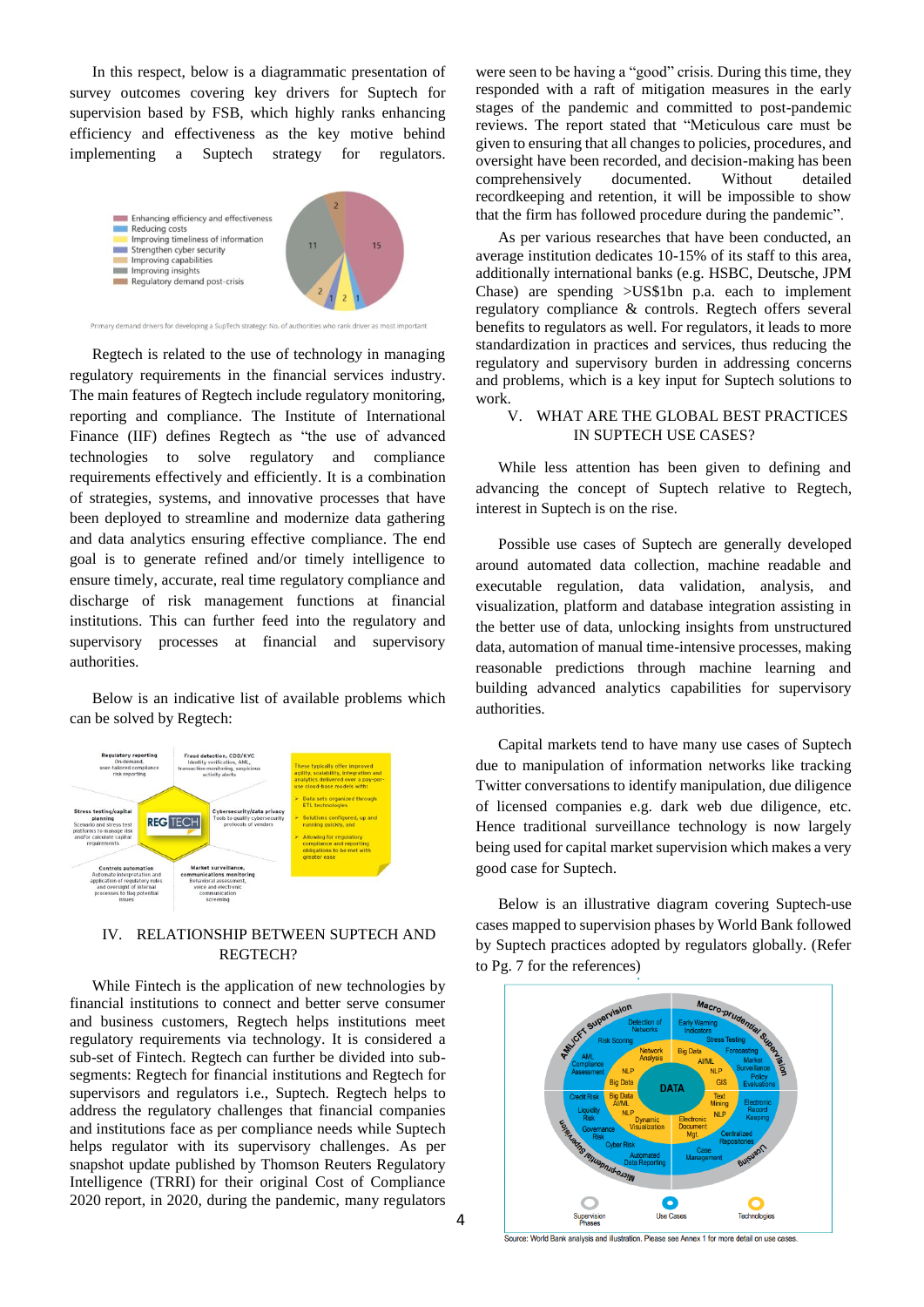In this respect, below is a diagrammatic presentation of survey outcomes covering key drivers for Suptech for supervision based by FSB, which highly ranks enhancing efficiency and effectiveness as the key motive behind implementing a Suptech strategy for regulators.

Primary demand drivers for developing a SupTech strategy: No. of authorities who rank driver as most important

Regtech is related to the use of technology in managing regulatory requirements in the financial services industry. The main features of Regtech include regulatory monitoring, reporting and compliance. The Institute of International Finance (IIF) defines Regtech as "the use of advanced technologies to solve regulatory and compliance requirements effectively and efficiently. It is a combination of strategies, systems, and innovative processes that have been deployed to streamline and modernize data gathering and data analytics ensuring effective compliance. The end goal is to generate refined and/or timely intelligence to ensure timely, accurate, real time regulatory compliance and discharge of risk management functions at financial institutions. This can further feed into the regulatory and supervisory processes at financial and supervisory authorities.

Below is an indicative list of available problems which can be solved by Regtech:

## IV. RELATIONSHIP BETWEEN SUPTECH AND REGTECH?

While Fintech is the application of new technologies by financial institutions to connect and better serve consumer and business customers, Regtech helps institutions meet regulatory requirements via technology. It is considered a sub-set of Fintech. Regtech can further be divided into sub-segments: Regtech for financial institutions and Regtech for supervisors and regulators i.e., Suptech. Regtech helps to address the regulatory challenges that financial companies and institutions face as per compliance needs while Suptech helps regulator with its supervisory challenges. As per snapshot update published by Thomson Reuters Regulatory Intelligence (TRRI) for their original Cost of Compliance 2020 report, in 2020, during the pandemic, many regulators were seen to be having a "good" crisis. During this time, they responded with a raft of mitigation measures in the early stages of the pandemic and committed to post-pandemic reviews. The report stated that "Meticulous care must be given to ensuring that all changes to policies, procedures, and oversight have been recorded, and decision-making has been comprehensively documented. Without detailed recordkeeping and retention, it will be impossible to show that the firm has followed procedure during the pandemic".

As per various researches that have been conducted, an average institution dedicates 10-15% of its staff to this area, additionally international banks (e.g. HSBC, Deutsche, JPM Chase) are spending >US$1bn p.a. each to implement regulatory compliance & controls. Regtech offers several benefits to regulators as well. For regulators, it leads to more standardization in practices and services, thus reducing the regulatory and supervisory burden in addressing concerns and problems, which is a key input for Suptech solutions to work.

## V. WHAT ARE THE GLOBAL BEST PRACTICES IN SUPTECH USE CASES?

While less attention has been given to defining and advancing the concept of Suptech relative to Regtech, interest in Suptech is on the rise.

Possible use cases of Suptech are generally developed around automated data collection, machine readable and executable regulation, data validation, analysis, and visualization, platform and database integration assisting in the better use of data, unlocking insights from unstructured data, automation of manual time-intensive processes, making reasonable predictions through machine learning and building advanced analytics capabilities for supervisory authorities.

Capital markets tend to have many use cases of Suptech due to manipulation of information networks like tracking Twitter conversations to identify manipulation, due diligence of licensed companies e.g. dark web due diligence, etc. Hence traditional surveillance technology is now largely being used for capital market supervision which makes a very good case for Suptech.

Below is an illustrative diagram covering Suptech-use cases mapped to supervision phases by World Bank followed by Suptech practices adopted by regulators globally. (Refer to Pg. 7 for the references)

Source: World Bank analysis and illustration. Please see Annex 1 for more detail on use cases.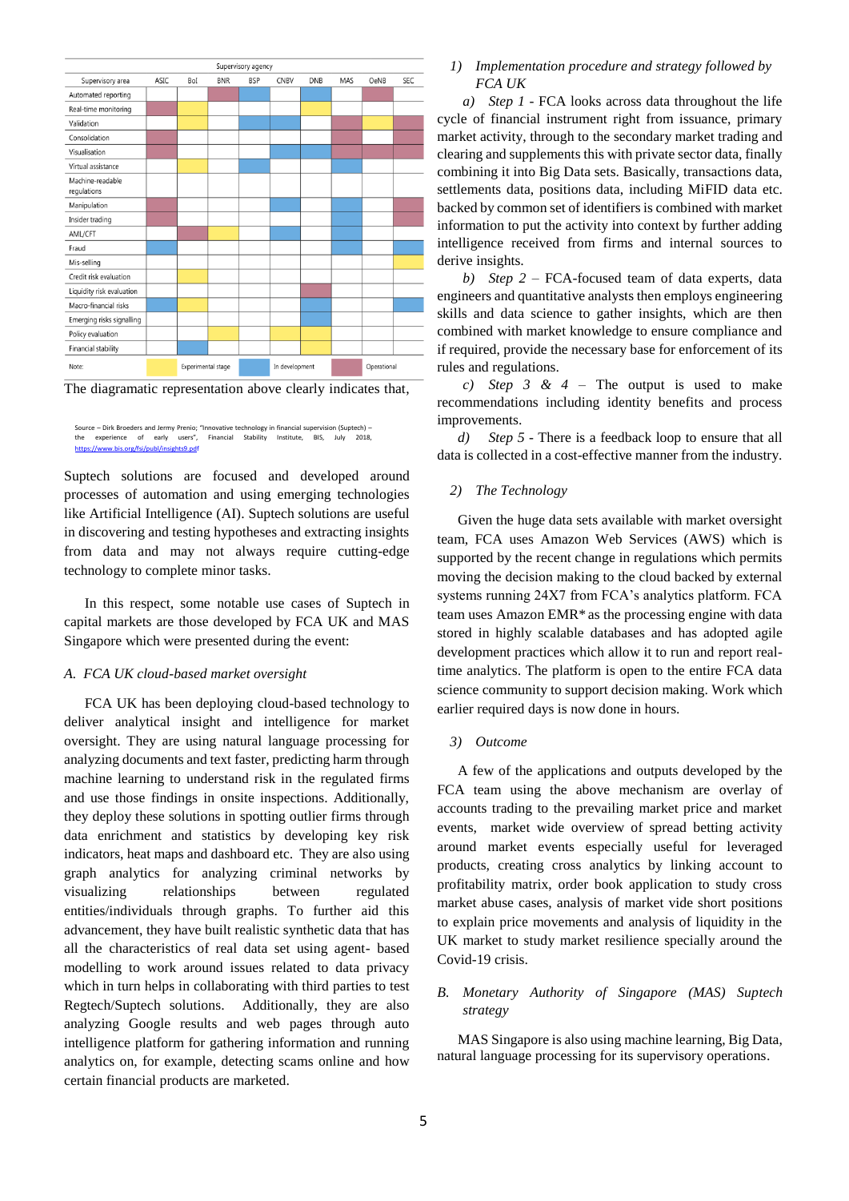| Supervisory area | ASIC | BoI | BNR | BSP | CNBV | DNB | MAS | OeNB | SEC |
|---|---|---|---|---|---|---|---|---|---|
| Automated reporting | | | Operational | In development | | In development | | Operational | |
| Real-time monitoring | Operational | Experimental stage | | | | Experimental stage | | | |
| Validation | | | | In development | In development | In development | Operational | Operational | Operational |
| Consolidation | Operational | | | | | | Operational | Operational | Operational |
| Visualisation | Operational | | | | In development | In development | Operational | Operational | Operational |
| Virtual assistance | | Experimental stage | | In development | | | In development | | |
| Machine-readable regulations | | | | | | | | | |
| Manipulation | Operational | | | | In development | | In development | | Operational |
| Insider trading | Operational | | | | | | In development | | Operational |
| AML/CFT | | Operational | Experimental stage | | In development | | In development | | |
| Fraud | In development | | | | | | In development | | In development |
| Mis-selling | | | | | | | | | Experimental stage |
| Credit risk evaluation | | Experimental stage | | | | | | | |
| Liquidity risk evaluation | | | | | | Operational | | | |
| Macro-financial risks | In development | | | | | | In development | | In development |
| Emerging risks signalling | | | | | | | In development | | |
| Policy evaluation | | | Experimental stage | | Experimental stage | Experimental stage | | | |
| Financial stability | | In development | | | | Experimental stage | | | |

Note: Experimental stage / In development / Operational (Supervisory agency)

The diagramatic representation above clearly indicates that,

Source – Dirk Broeders and Jermy Prenio; "Innovative technology in financial supervision (Suptech) – the experience of early users", Financial Stability Institute, BIS, July 2018, https://www.bis.org/fsi/publ/insights9.pdf

Suptech solutions are focused and developed around processes of automation and using emerging technologies like Artificial Intelligence (AI). Suptech solutions are useful in discovering and testing hypotheses and extracting insights from data and may not always require cutting-edge technology to complete minor tasks.

In this respect, some notable use cases of Suptech in capital markets are those developed by FCA UK and MAS Singapore which were presented during the event:

### A. *FCA UK cloud-based market oversight*

FCA UK has been deploying cloud-based technology to deliver analytical insight and intelligence for market oversight. They are using natural language processing for analyzing documents and text faster, predicting harm through machine learning to understand risk in the regulated firms and use those findings in onsite inspections. Additionally, they deploy these solutions in spotting outlier firms through data enrichment and statistics by developing key risk indicators, heat maps and dashboard etc. They are also using graph analytics for analyzing criminal networks by visualizing relationships between regulated entities/individuals through graphs. To further aid this advancement, they have built realistic synthetic data that has all the characteristics of real data set using agent- based modelling to work around issues related to data privacy which in turn helps in collaborating with third parties to test Regtech/Suptech solutions. Additionally, they are also analyzing Google results and web pages through auto intelligence platform for gathering information and running analytics on, for example, detecting scams online and how certain financial products are marketed.

#### 1) *Implementation procedure and strategy followed by FCA UK*

*a) Step 1* - FCA looks across data throughout the life cycle of financial instrument right from issuance, primary market activity, through to the secondary market trading and clearing and supplements this with private sector data, finally combining it into Big Data sets. Basically, transactions data, settlements data, positions data, including MiFID data etc. backed by common set of identifiers is combined with market information to put the activity into context by further adding intelligence received from firms and internal sources to derive insights.

*b) Step 2* – FCA-focused team of data experts, data engineers and quantitative analysts then employs engineering skills and data science to gather insights, which are then combined with market knowledge to ensure compliance and if required, provide the necessary base for enforcement of its rules and regulations.

*c) Step 3 & 4* – The output is used to make recommendations including identity benefits and process improvements.

*d) Step 5* - There is a feedback loop to ensure that all data is collected in a cost-effective manner from the industry.

#### 2) *The Technology*

Given the huge data sets available with market oversight team, FCA uses Amazon Web Services (AWS) which is supported by the recent change in regulations which permits moving the decision making to the cloud backed by external systems running 24X7 from FCA's analytics platform. FCA team uses Amazon EMR* as the processing engine with data stored in highly scalable databases and has adopted agile development practices which allow it to run and report real-time analytics. The platform is open to the entire FCA data science community to support decision making. Work which earlier required days is now done in hours.

#### 3) *Outcome*

A few of the applications and outputs developed by the FCA team using the above mechanism are overlay of accounts trading to the prevailing market price and market events, market wide overview of spread betting activity around market events especially useful for leveraged products, creating cross analytics by linking account to profitability matrix, order book application to study cross market abuse cases, analysis of market vide short positions to explain price movements and analysis of liquidity in the UK market to study market resilience specially around the Covid-19 crisis.

### B. *Monetary Authority of Singapore (MAS) Suptech strategy*

MAS Singapore is also using machine learning, Big Data, natural language processing for its supervisory operations.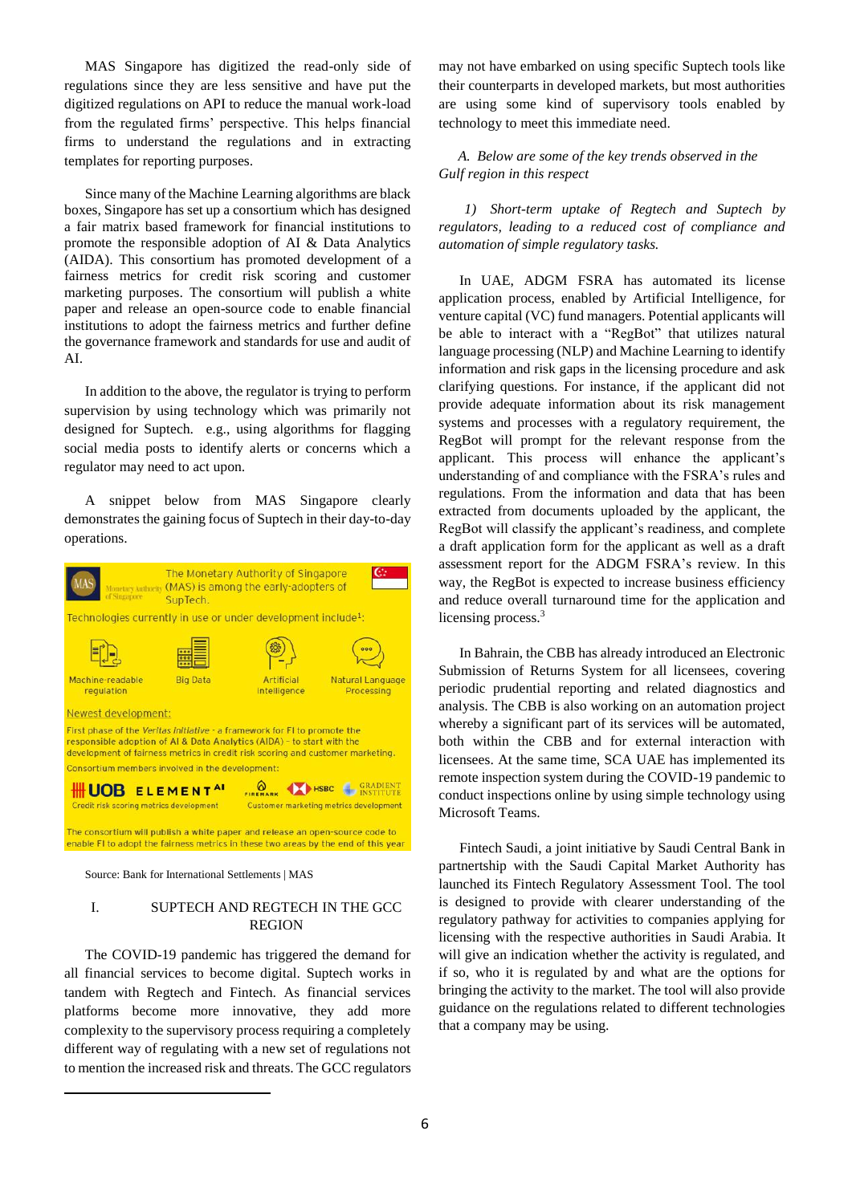MAS Singapore has digitized the read-only side of regulations since they are less sensitive and have put the digitized regulations on API to reduce the manual work-load from the regulated firms' perspective. This helps financial firms to understand the regulations and in extracting templates for reporting purposes.

Since many of the Machine Learning algorithms are black boxes, Singapore has set up a consortium which has designed a fair matrix based framework for financial institutions to promote the responsible adoption of AI & Data Analytics (AIDA). This consortium has promoted development of a fairness metrics for credit risk scoring and customer marketing purposes. The consortium will publish a white paper and release an open-source code to enable financial institutions to adopt the fairness metrics and further define the governance framework and standards for use and audit of AI.

In addition to the above, the regulator is trying to perform supervision by using technology which was primarily not designed for Suptech. e.g., using algorithms for flagging social media posts to identify alerts or concerns which a regulator may need to act upon.

A snippet below from MAS Singapore clearly demonstrates the gaining focus of Suptech in their day-to-day operations.

> MAS Monetary Authority of Singapore
>
> The Monetary Authority of Singapore (MAS) is among the early-adopters of SupTech.
>
> Technologies currently in use or under development include[1]:
>
> Machine-readable regulation | Big Data | Artificial Intelligence | Natural Language Processing
>
> Newest development:
>
> First phase of the *Veritas Initiative* - a framework for FI to promote the responsible adoption of AI & Data Analytics (AIDA) - to start with the development of fairness metrics in credit risk scoring and customer marketing.
>
> Consortium members involved in the development:
>
> UOB, ELEMENT AI — Credit risk scoring metrics development
>
> FIREMARK, HSBC, GRADIENT INSTITUTE — Customer marketing metrics development
>
> The consortium will publish a white paper and release an open-source code to enable FI to adopt the fairness metrics in these two areas by the end of this year

Source: Bank for International Settlements | MAS

## I. SUPTECH AND REGTECH IN THE GCC REGION

The COVID-19 pandemic has triggered the demand for all financial services to become digital. Suptech works in tandem with Regtech and Fintech. As financial services platforms become more innovative, they add more complexity to the supervisory process requiring a completely different way of regulating with a new set of regulations not to mention the increased risk and threats. The GCC regulators may not have embarked on using specific Suptech tools like their counterparts in developed markets, but most authorities are using some kind of supervisory tools enabled by technology to meet this immediate need.

### *A. Below are some of the key trends observed in the Gulf region in this respect*

#### *1) Short-term uptake of Regtech and Suptech by regulators, leading to a reduced cost of compliance and automation of simple regulatory tasks.*

In UAE, ADGM FSRA has automated its license application process, enabled by Artificial Intelligence, for venture capital (VC) fund managers. Potential applicants will be able to interact with a "RegBot" that utilizes natural language processing (NLP) and Machine Learning to identify information and risk gaps in the licensing procedure and ask clarifying questions. For instance, if the applicant did not provide adequate information about its risk management systems and processes with a regulatory requirement, the RegBot will prompt for the relevant response from the applicant. This process will enhance the applicant's understanding of and compliance with the FSRA's rules and regulations. From the information and data that has been extracted from documents uploaded by the applicant, the RegBot will classify the applicant's readiness, and complete a draft application form for the applicant as well as a draft assessment report for the ADGM FSRA's review. In this way, the RegBot is expected to increase business efficiency and reduce overall turnaround time for the application and licensing process.[3]

In Bahrain, the CBB has already introduced an Electronic Submission of Returns System for all licensees, covering periodic prudential reporting and related diagnostics and analysis. The CBB is also working on an automation project whereby a significant part of its services will be automated, both within the CBB and for external interaction with licensees. At the same time, SCA UAE has implemented its remote inspection system during the COVID-19 pandemic to conduct inspections online by using simple technology using Microsoft Teams.

Fintech Saudi, a joint initiative by Saudi Central Bank in partnership with the Saudi Capital Market Authority has launched its Fintech Regulatory Assessment Tool. The tool is designed to provide with clearer understanding of the regulatory pathway for activities to companies applying for licensing with the respective authorities in Saudi Arabia. It will give an indication whether the activity is regulated, and if so, who it is regulated by and what are the options for bringing the activity to the market. The tool will also provide guidance on the regulations related to different technologies that a company may be using.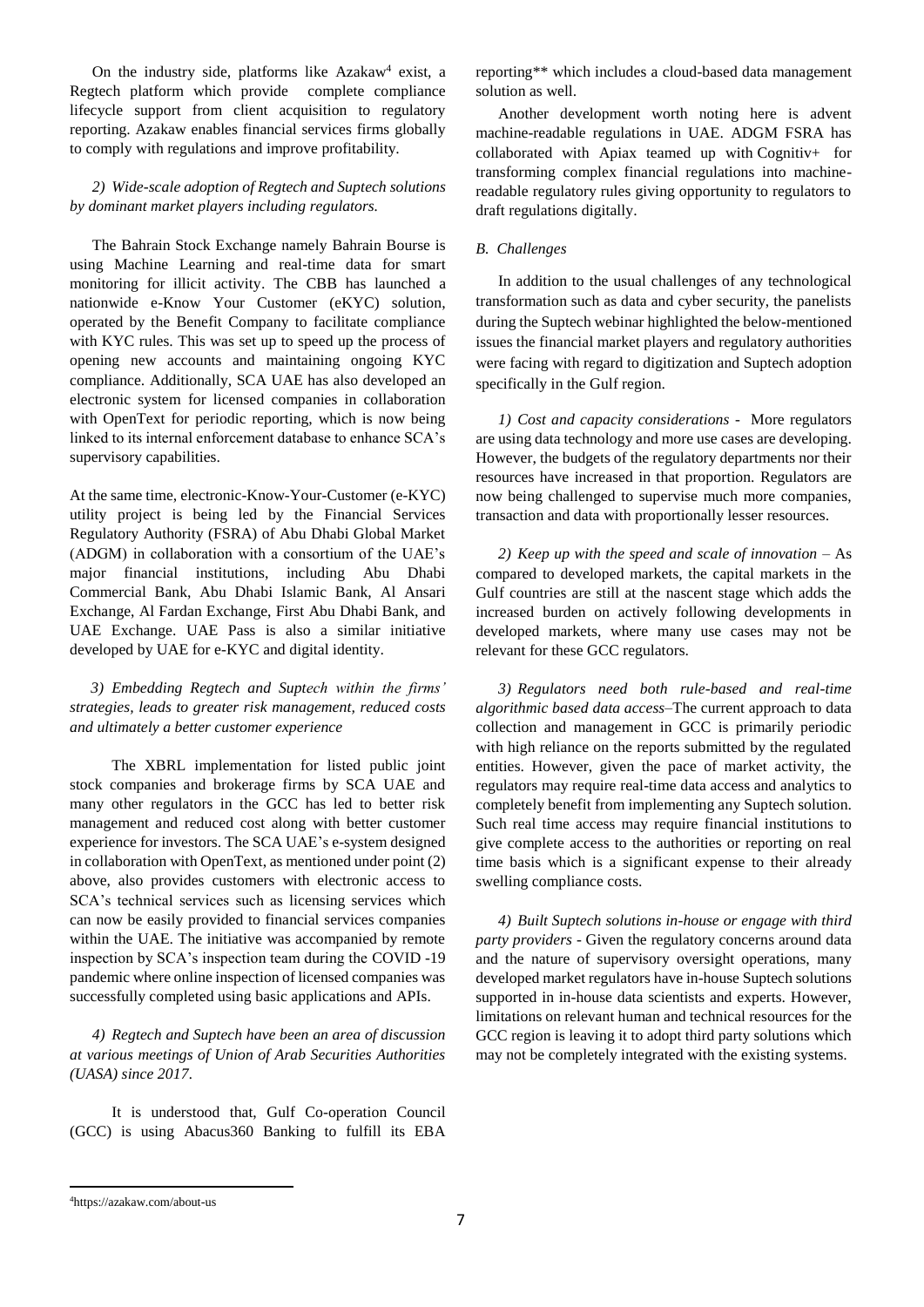On the industry side, platforms like Azakaw[4] exist, a Regtech platform which provide complete compliance lifecycle support from client acquisition to regulatory reporting. Azakaw enables financial services firms globally to comply with regulations and improve profitability.

*2) Wide-scale adoption of Regtech and Suptech solutions by dominant market players including regulators.*

The Bahrain Stock Exchange namely Bahrain Bourse is using Machine Learning and real-time data for smart monitoring for illicit activity. The CBB has launched a nationwide e-Know Your Customer (eKYC) solution, operated by the Benefit Company to facilitate compliance with KYC rules. This was set up to speed up the process of opening new accounts and maintaining ongoing KYC compliance. Additionally, SCA UAE has also developed an electronic system for licensed companies in collaboration with OpenText for periodic reporting, which is now being linked to its internal enforcement database to enhance SCA's supervisory capabilities.

At the same time, electronic-Know-Your-Customer (e-KYC) utility project is being led by the Financial Services Regulatory Authority (FSRA) of Abu Dhabi Global Market (ADGM) in collaboration with a consortium of the UAE's major financial institutions, including Abu Dhabi Commercial Bank, Abu Dhabi Islamic Bank, Al Ansari Exchange, Al Fardan Exchange, First Abu Dhabi Bank, and UAE Exchange. UAE Pass is also a similar initiative developed by UAE for e-KYC and digital identity.

*3) Embedding Regtech and Suptech within the firms' strategies, leads to greater risk management, reduced costs and ultimately a better customer experience*

The XBRL implementation for listed public joint stock companies and brokerage firms by SCA UAE and many other regulators in the GCC has led to better risk management and reduced cost along with better customer experience for investors. The SCA UAE's e-system designed in collaboration with OpenText, as mentioned under point (2) above, also provides customers with electronic access to SCA's technical services such as licensing services which can now be easily provided to financial services companies within the UAE. The initiative was accompanied by remote inspection by SCA's inspection team during the COVID -19 pandemic where online inspection of licensed companies was successfully completed using basic applications and APIs.

*4) Regtech and Suptech have been an area of discussion at various meetings of Union of Arab Securities Authorities (UASA) since 2017.*

It is understood that, Gulf Co-operation Council (GCC) is using Abacus360 Banking to fulfill its EBA reporting** which includes a cloud-based data management solution as well.

Another development worth noting here is advent machine-readable regulations in UAE. ADGM FSRA has collaborated with Apiax teamed up with Cognitiv+ for transforming complex financial regulations into machine-readable regulatory rules giving opportunity to regulators to draft regulations digitally.

### *B. Challenges*

In addition to the usual challenges of any technological transformation such as data and cyber security, the panelists during the Suptech webinar highlighted the below-mentioned issues the financial market players and regulatory authorities were facing with regard to digitization and Suptech adoption specifically in the Gulf region.

*1) Cost and capacity considerations* - More regulators are using data technology and more use cases are developing. However, the budgets of the regulatory departments nor their resources have increased in that proportion. Regulators are now being challenged to supervise much more companies, transaction and data with proportionally lesser resources.

*2) Keep up with the speed and scale of innovation* – As compared to developed markets, the capital markets in the Gulf countries are still at the nascent stage which adds the increased burden on actively following developments in developed markets, where many use cases may not be relevant for these GCC regulators.

*3) Regulators need both rule-based and real-time algorithmic based data access*–The current approach to data collection and management in GCC is primarily periodic with high reliance on the reports submitted by the regulated entities. However, given the pace of market activity, the regulators may require real-time data access and analytics to completely benefit from implementing any Suptech solution. Such real time access may require financial institutions to give complete access to the authorities or reporting on real time basis which is a significant expense to their already swelling compliance costs.

*4) Built Suptech solutions in-house or engage with third party providers* - Given the regulatory concerns around data and the nature of supervisory oversight operations, many developed market regulators have in-house Suptech solutions supported in in-house data scientists and experts. However, limitations on relevant human and technical resources for the GCC region is leaving it to adopt third party solutions which may not be completely integrated with the existing systems.

[4] https://azakaw.com/about-us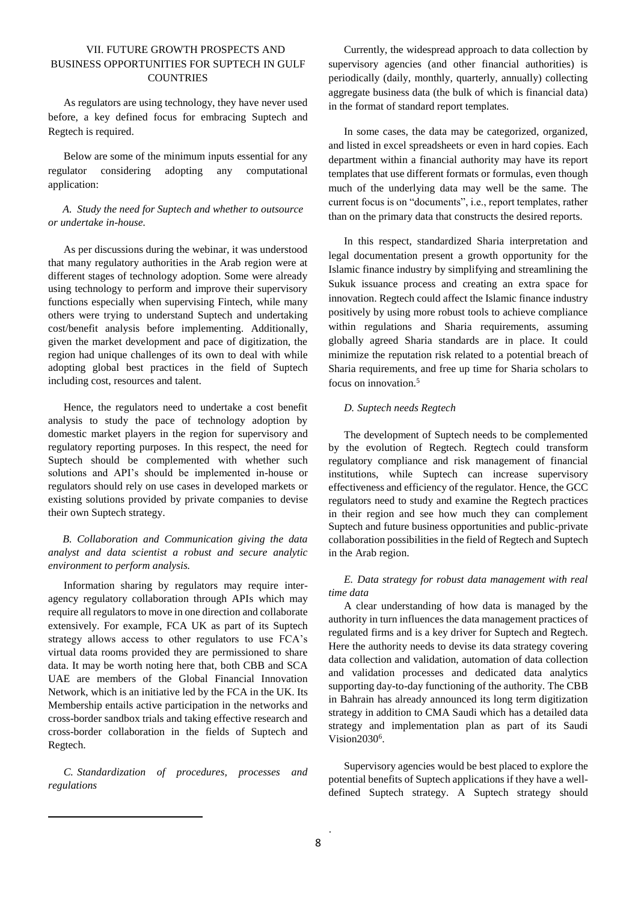## VII. FUTURE GROWTH PROSPECTS AND BUSINESS OPPORTUNITIES FOR SUPTECH IN GULF COUNTRIES

As regulators are using technology, they have never used before, a key defined focus for embracing Suptech and Regtech is required.

Below are some of the minimum inputs essential for any regulator considering adopting any computational application:

### *A. Study the need for Suptech and whether to outsource or undertake in-house.*

As per discussions during the webinar, it was understood that many regulatory authorities in the Arab region were at different stages of technology adoption. Some were already using technology to perform and improve their supervisory functions especially when supervising Fintech, while many others were trying to understand Suptech and undertaking cost/benefit analysis before implementing. Additionally, given the market development and pace of digitization, the region had unique challenges of its own to deal with while adopting global best practices in the field of Suptech including cost, resources and talent.

Hence, the regulators need to undertake a cost benefit analysis to study the pace of technology adoption by domestic market players in the region for supervisory and regulatory reporting purposes. In this respect, the need for Suptech should be complemented with whether such solutions and API's should be implemented in-house or regulators should rely on use cases in developed markets or existing solutions provided by private companies to devise their own Suptech strategy.

### *B. Collaboration and Communication giving the data analyst and data scientist a robust and secure analytic environment to perform analysis.*

Information sharing by regulators may require inter-agency regulatory collaboration through APIs which may require all regulators to move in one direction and collaborate extensively. For example, FCA UK as part of its Suptech strategy allows access to other regulators to use FCA's virtual data rooms provided they are permissioned to share data. It may be worth noting here that, both CBB and SCA UAE are members of the Global Financial Innovation Network, which is an initiative led by the FCA in the UK. Its Membership entails active participation in the networks and cross-border sandbox trials and taking effective research and cross-border collaboration in the fields of Suptech and Regtech.

### *C. Standardization of procedures, processes and regulations*

Currently, the widespread approach to data collection by supervisory agencies (and other financial authorities) is periodically (daily, monthly, quarterly, annually) collecting aggregate business data (the bulk of which is financial data) in the format of standard report templates.

In some cases, the data may be categorized, organized, and listed in excel spreadsheets or even in hard copies. Each department within a financial authority may have its report templates that use different formats or formulas, even though much of the underlying data may well be the same. The current focus is on "documents", i.e., report templates, rather than on the primary data that constructs the desired reports.

In this respect, standardized Sharia interpretation and legal documentation present a growth opportunity for the Islamic finance industry by simplifying and streamlining the Sukuk issuance process and creating an extra space for innovation. Regtech could affect the Islamic finance industry positively by using more robust tools to achieve compliance within regulations and Sharia requirements, assuming globally agreed Sharia standards are in place. It could minimize the reputation risk related to a potential breach of Sharia requirements, and free up time for Sharia scholars to focus on innovation.[5]

### *D. Suptech needs Regtech*

The development of Suptech needs to be complemented by the evolution of Regtech. Regtech could transform regulatory compliance and risk management of financial institutions, while Suptech can increase supervisory effectiveness and efficiency of the regulator. Hence, the GCC regulators need to study and examine the Regtech practices in their region and see how much they can complement Suptech and future business opportunities and public-private collaboration possibilities in the field of Regtech and Suptech in the Arab region.

### *E. Data strategy for robust data management with real time data*

A clear understanding of how data is managed by the authority in turn influences the data management practices of regulated firms and is a key driver for Suptech and Regtech. Here the authority needs to devise its data strategy covering data collection and validation, automation of data collection and validation processes and dedicated data analytics supporting day-to-day functioning of the authority. The CBB in Bahrain has already announced its long term digitization strategy in addition to CMA Saudi which has a detailed data strategy and implementation plan as part of its Saudi Vision2030[6].

Supervisory agencies would be best placed to explore the potential benefits of Suptech applications if they have a well-defined Suptech strategy. A Suptech strategy should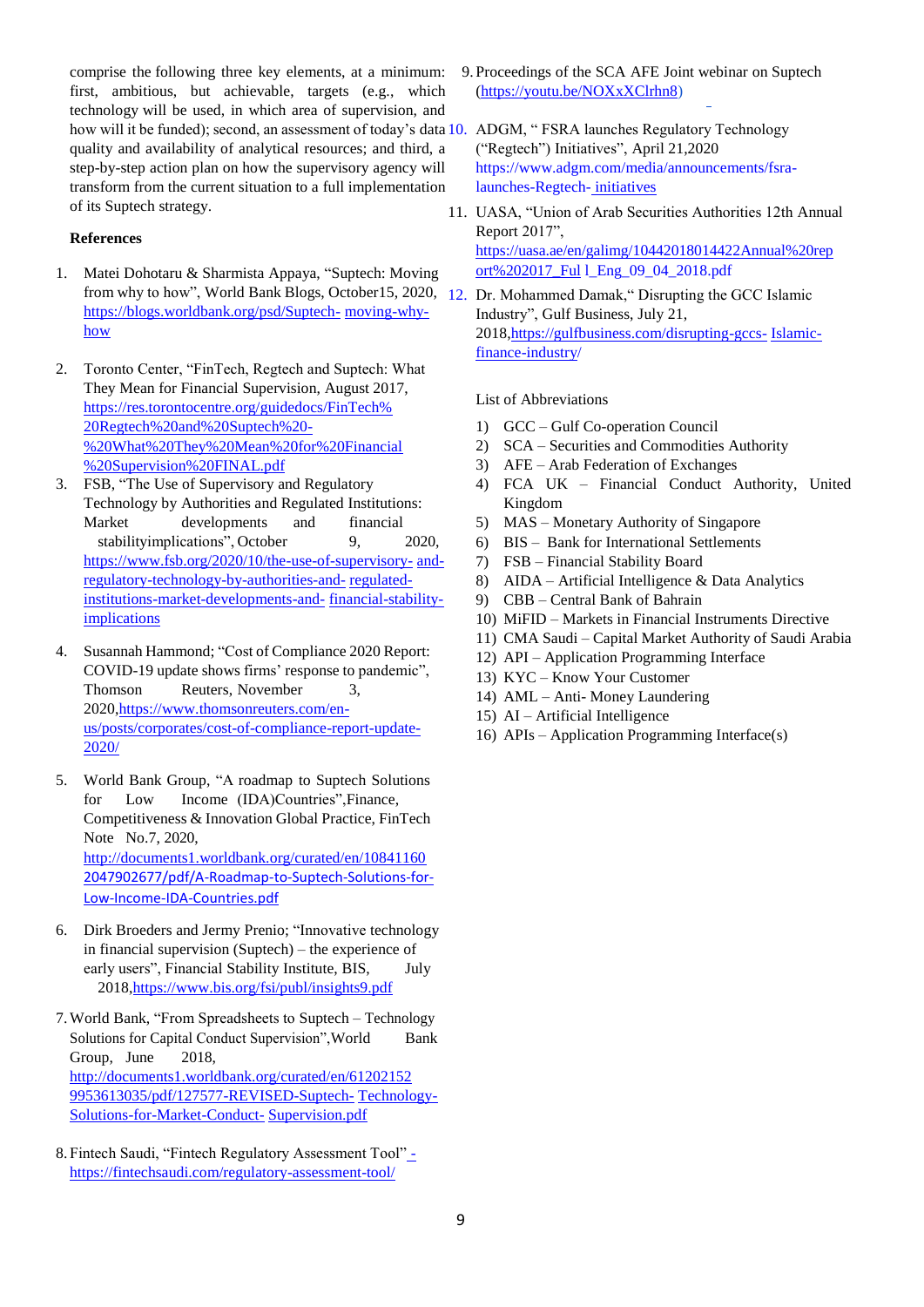comprise the following three key elements, at a minimum: first, ambitious, but achievable, targets (e.g., which technology will be used, in which area of supervision, and how will it be funded); second, an assessment of today's data quality and availability of analytical resources; and third, a step-by-step action plan on how the supervisory agency will transform from the current situation to a full implementation of its Suptech strategy.

**References**

1. Matei Dohotaru & Sharmista Appaya, "Suptech: Moving from why to how", World Bank Blogs, October15, 2020, https://blogs.worldbank.org/psd/Suptech- moving-why-how

2. Toronto Center, "FinTech, Regtech and Suptech: What They Mean for Financial Supervision, August 2017, https://res.torontocentre.org/guidedocs/FinTech%20Regtech%20and%20Suptech%20-%20What%20They%20Mean%20for%20Financial%20Supervision%20FINAL.pdf

3. FSB, "The Use of Supervisory and Regulatory Technology by Authorities and Regulated Institutions: Market developments and financial stabilityimplications", October 9, 2020, https://www.fsb.org/2020/10/the-use-of-supervisory- and-regulatory-technology-by-authorities-and- regulated-institutions-market-developments-and- financial-stability-implications

4. Susannah Hammond; "Cost of Compliance 2020 Report: COVID-19 update shows firms' response to pandemic", Thomson Reuters, November 3, 2020,https://www.thomsonreuters.com/en-us/posts/corporates/cost-of-compliance-report-update-2020/

5. World Bank Group, "A roadmap to Suptech Solutions for Low Income (IDA)Countries",Finance, Competitiveness & Innovation Global Practice, FinTech Note No.7, 2020, http://documents1.worldbank.org/curated/en/108411602047902677/pdf/A-Roadmap-to-Suptech-Solutions-for-Low-Income-IDA-Countries.pdf

6. Dirk Broeders and Jermy Prenio; "Innovative technology in financial supervision (Suptech) – the experience of early users", Financial Stability Institute, BIS, July 2018,https://www.bis.org/fsi/publ/insights9.pdf

7. World Bank, "From Spreadsheets to Suptech – Technology Solutions for Capital Conduct Supervision",World Bank Group, June 2018, http://documents1.worldbank.org/curated/en/612021529953613035/pdf/127577-REVISED-Suptech- Technology-Solutions-for-Market-Conduct- Supervision.pdf

8. Fintech Saudi, "Fintech Regulatory Assessment Tool" - https://fintechsaudi.com/regulatory-assessment-tool/

9. Proceedings of the SCA AFE Joint webinar on Suptech (https://youtu.be/NOXxXClrhn8)

10. ADGM, " FSRA launches Regulatory Technology ("Regtech") Initiatives", April 21,2020 https://www.adgm.com/media/announcements/fsra-launches-Regtech- initiatives

11. UASA, "Union of Arab Securities Authorities 12th Annual Report 2017", https://uasa.ae/en/galimg/10442018014422Annual%20report%202017_Ful l_Eng_09_04_2018.pdf

12. Dr. Mohammed Damak," Disrupting the GCC Islamic Industry", Gulf Business, July 21, 2018,https://gulfbusiness.com/disrupting-gccs- Islamic-finance-industry/

List of Abbreviations

1) GCC – Gulf Co-operation Council
2) SCA – Securities and Commodities Authority
3) AFE – Arab Federation of Exchanges
4) FCA UK – Financial Conduct Authority, United Kingdom
5) MAS – Monetary Authority of Singapore
6) BIS – Bank for International Settlements
7) FSB – Financial Stability Board
8) AIDA – Artificial Intelligence & Data Analytics
9) CBB – Central Bank of Bahrain
10) MiFID – Markets in Financial Instruments Directive
11) CMA Saudi – Capital Market Authority of Saudi Arabia
12) API – Application Programming Interface
13) KYC – Know Your Customer
14) AML – Anti- Money Laundering
15) AI – Artificial Intelligence
16) APIs – Application Programming Interface(s)